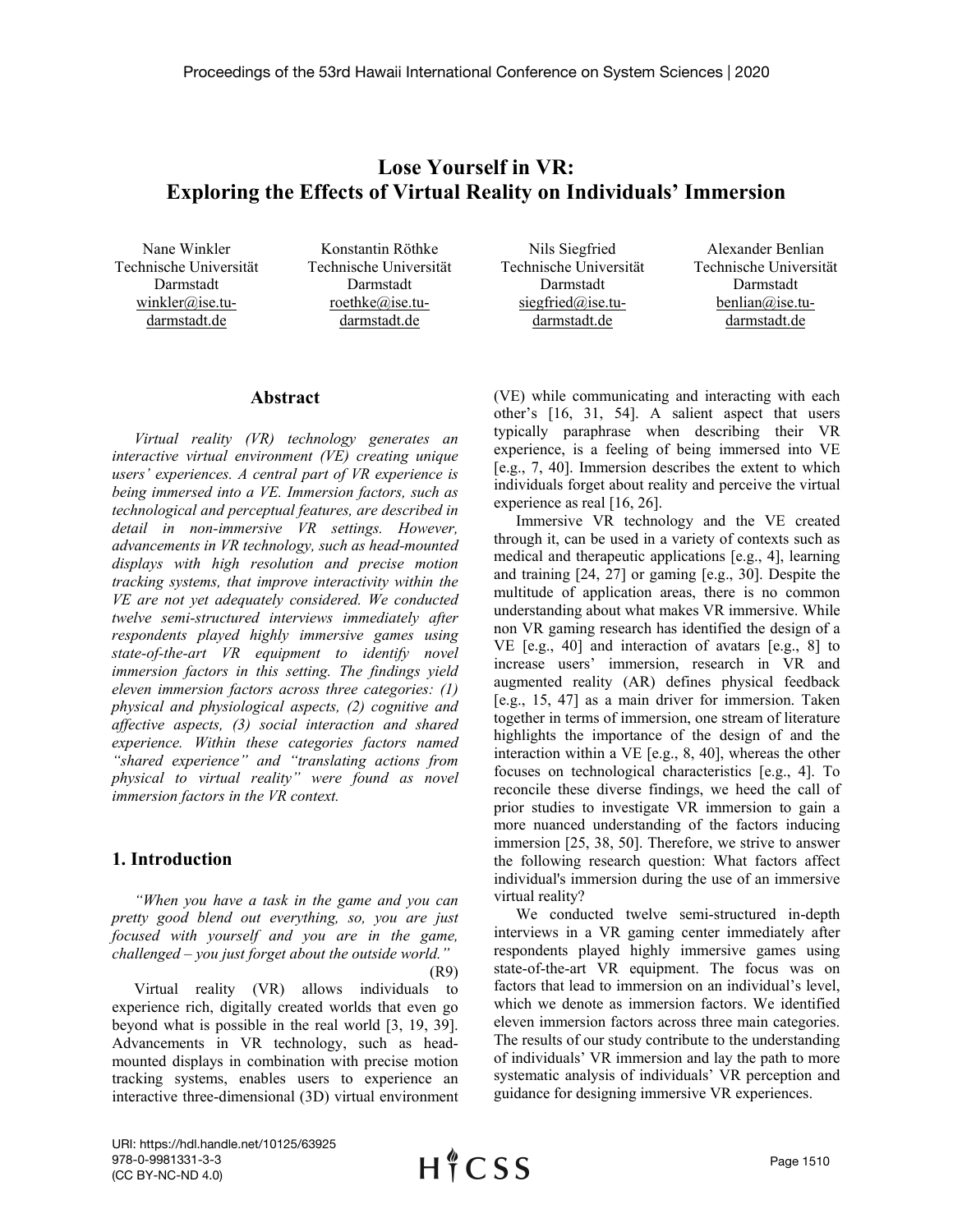# Lose Yourself in VR: Exploring the Effects of Virtual Reality on Individuals' Immersion

Nane Winkler
Technische Universität Darmstadt
winkler@ise.tu-darmstadt.de

Konstantin Röthke
Technische Universität Darmstadt
roethke@ise.tu-darmstadt.de

Nils Siegfried
Technische Universität Darmstadt
siegfried@ise.tu-darmstadt.de

Alexander Benlian
Technische Universität Darmstadt
benlian@ise.tu-darmstadt.de

## Abstract

*Virtual reality (VR) technology generates an interactive virtual environment (VE) creating unique users' experiences. A central part of VR experience is being immersed into a VE. Immersion factors, such as technological and perceptual features, are described in detail in non-immersive VR settings. However, advancements in VR technology, such as head-mounted displays with high resolution and precise motion tracking systems, that improve interactivity within the VE are not yet adequately considered. We conducted twelve semi-structured interviews immediately after respondents played highly immersive games using state-of-the-art VR equipment to identify novel immersion factors in this setting. The findings yield eleven immersion factors across three categories: (1) physical and physiological aspects, (2) cognitive and affective aspects, (3) social interaction and shared experience. Within these categories factors named "shared experience" and "translating actions from physical to virtual reality" were found as novel immersion factors in the VR context.*

## 1. Introduction

*"When you have a task in the game and you can pretty good blend out everything, so, you are just focused with yourself and you are in the game, challenged – you just forget about the outside world."* (R9)

Virtual reality (VR) allows individuals to experience rich, digitally created worlds that even go beyond what is possible in the real world [3, 19, 39]. Advancements in VR technology, such as head-mounted displays in combination with precise motion tracking systems, enables users to experience an interactive three-dimensional (3D) virtual environment (VE) while communicating and interacting with each other's [16, 31, 54]. A salient aspect that users typically paraphrase when describing their VR experience, is a feeling of being immersed into VE [e.g., 7, 40]. Immersion describes the extent to which individuals forget about reality and perceive the virtual experience as real [16, 26].

Immersive VR technology and the VE created through it, can be used in a variety of contexts such as medical and therapeutic applications [e.g., 4], learning and training [24, 27] or gaming [e.g., 30]. Despite the multitude of application areas, there is no common understanding about what makes VR immersive. While non VR gaming research has identified the design of a VE [e.g., 40] and interaction of avatars [e.g., 8] to increase users' immersion, research in VR and augmented reality (AR) defines physical feedback [e.g., 15, 47] as a main driver for immersion. Taken together in terms of immersion, one stream of literature highlights the importance of the design of and the interaction within a VE [e.g., 8, 40], whereas the other focuses on technological characteristics [e.g., 4]. To reconcile these diverse findings, we heed the call of prior studies to investigate VR immersion to gain a more nuanced understanding of the factors inducing immersion [25, 38, 50]. Therefore, we strive to answer the following research question: What factors affect individual's immersion during the use of an immersive virtual reality?

We conducted twelve semi-structured in-depth interviews in a VR gaming center immediately after respondents played highly immersive games using state-of-the-art VR equipment. The focus was on factors that lead to immersion on an individual's level, which we denote as immersion factors. We identified eleven immersion factors across three main categories. The results of our study contribute to the understanding of individuals' VR immersion and lay the path to more systematic analysis of individuals' VR perception and guidance for designing immersive VR experiences.

URI: https://hdl.handle.net/10125/63925
978-0-9981331-3-3
(CC BY-NC-ND 4.0)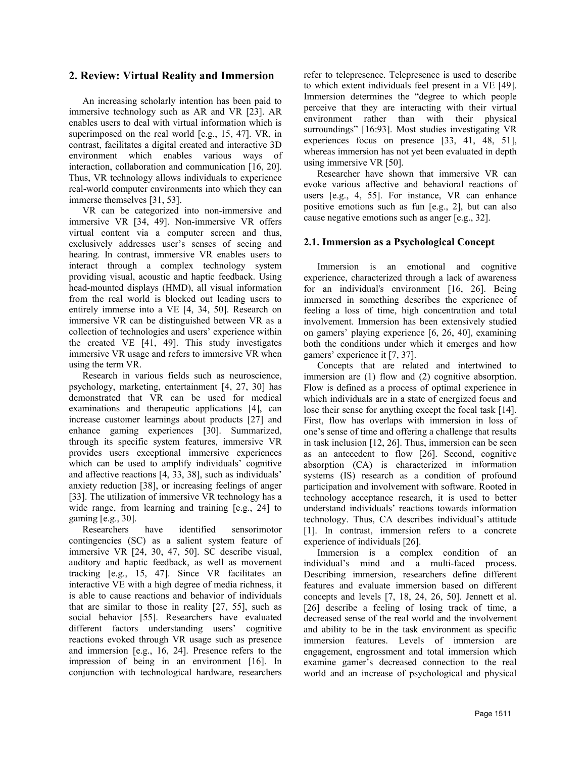## 2. Review: Virtual Reality and Immersion

An increasing scholarly intention has been paid to immersive technology such as AR and VR [23]. AR enables users to deal with virtual information which is superimposed on the real world [e.g., 15, 47]. VR, in contrast, facilitates a digital created and interactive 3D environment which enables various ways of interaction, collaboration and communication [16, 20]. Thus, VR technology allows individuals to experience real-world computer environments into which they can immerse themselves [31, 53].

VR can be categorized into non-immersive and immersive VR [34, 49]. Non-immersive VR offers virtual content via a computer screen and thus, exclusively addresses user's senses of seeing and hearing. In contrast, immersive VR enables users to interact through a complex technology system providing visual, acoustic and haptic feedback. Using head-mounted displays (HMD), all visual information from the real world is blocked out leading users to entirely immerse into a VE [4, 34, 50]. Research on immersive VR can be distinguished between VR as a collection of technologies and users' experience within the created VE [41, 49]. This study investigates immersive VR usage and refers to immersive VR when using the term VR.

Research in various fields such as neuroscience, psychology, marketing, entertainment [4, 27, 30] has demonstrated that VR can be used for medical examinations and therapeutic applications [4], can increase customer learnings about products [27] and enhance gaming experiences [30]. Summarized, through its specific system features, immersive VR provides users exceptional immersive experiences which can be used to amplify individuals' cognitive and affective reactions [4, 33, 38], such as individuals' anxiety reduction [38], or increasing feelings of anger [33]. The utilization of immersive VR technology has a wide range, from learning and training [e.g., 24] to gaming [e.g., 30].

Researchers have identified sensorimotor contingencies (SC) as a salient system feature of immersive VR [24, 30, 47, 50]. SC describe visual, auditory and haptic feedback, as well as movement tracking [e.g., 15, 47]. Since VR facilitates an interactive VE with a high degree of media richness, it is able to cause reactions and behavior of individuals that are similar to those in reality [27, 55], such as social behavior [55]. Researchers have evaluated different factors understanding users' cognitive reactions evoked through VR usage such as presence and immersion [e.g., 16, 24]. Presence refers to the impression of being in an environment [16]. In conjunction with technological hardware, researchers refer to telepresence. Telepresence is used to describe to which extent individuals feel present in a VE [49]. Immersion determines the "degree to which people perceive that they are interacting with their virtual environment rather than with their physical surroundings" [16:93]. Most studies investigating VR experiences focus on presence [33, 41, 48, 51], whereas immersion has not yet been evaluated in depth using immersive VR [50].

Researcher have shown that immersive VR can evoke various affective and behavioral reactions of users [e.g., 4, 55]. For instance, VR can enhance positive emotions such as fun [e.g., 2], but can also cause negative emotions such as anger [e.g., 32].

### 2.1. Immersion as a Psychological Concept

Immersion is an emotional and cognitive experience, characterized through a lack of awareness for an individual's environment [16, 26]. Being immersed in something describes the experience of feeling a loss of time, high concentration and total involvement. Immersion has been extensively studied on gamers' playing experience [6, 26, 40], examining both the conditions under which it emerges and how gamers' experience it [7, 37].

Concepts that are related and intertwined to immersion are (1) flow and (2) cognitive absorption. Flow is defined as a process of optimal experience in which individuals are in a state of energized focus and lose their sense for anything except the focal task [14]. First, flow has overlaps with immersion in loss of one's sense of time and offering a challenge that results in task inclusion [12, 26]. Thus, immersion can be seen as an antecedent to flow [26]. Second, cognitive absorption (CA) is characterized in information systems (IS) research as a condition of profound participation and involvement with software. Rooted in technology acceptance research, it is used to better understand individuals' reactions towards information technology. Thus, CA describes individual's attitude [1]. In contrast, immersion refers to a concrete experience of individuals [26].

Immersion is a complex condition of an individual's mind and a multi-faced process. Describing immersion, researchers define different features and evaluate immersion based on different concepts and levels [7, 18, 24, 26, 50]. Jennett et al. [26] describe a feeling of losing track of time, a decreased sense of the real world and the involvement and ability to be in the task environment as specific immersion features. Levels of immersion are engagement, engrossment and total immersion which examine gamer's decreased connection to the real world and an increase of psychological and physical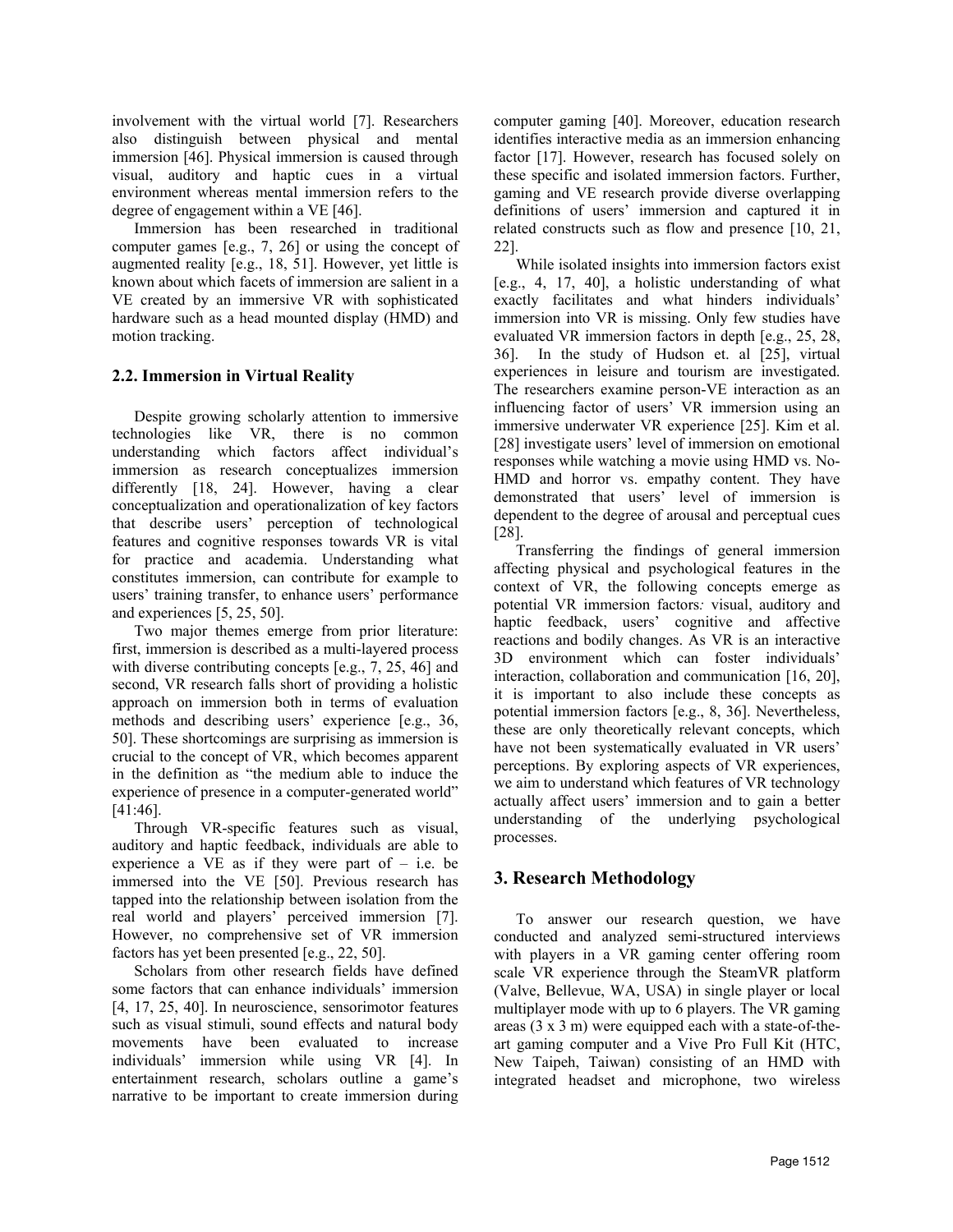involvement with the virtual world [7]. Researchers also distinguish between physical and mental immersion [46]. Physical immersion is caused through visual, auditory and haptic cues in a virtual environment whereas mental immersion refers to the degree of engagement within a VE [46].

Immersion has been researched in traditional computer games [e.g., 7, 26] or using the concept of augmented reality [e.g., 18, 51]. However, yet little is known about which facets of immersion are salient in a VE created by an immersive VR with sophisticated hardware such as a head mounted display (HMD) and motion tracking.

### 2.2. Immersion in Virtual Reality

Despite growing scholarly attention to immersive technologies like VR, there is no common understanding which factors affect individual's immersion as research conceptualizes immersion differently [18, 24]. However, having a clear conceptualization and operationalization of key factors that describe users' perception of technological features and cognitive responses towards VR is vital for practice and academia. Understanding what constitutes immersion, can contribute for example to users' training transfer, to enhance users' performance and experiences [5, 25, 50].

Two major themes emerge from prior literature: first, immersion is described as a multi-layered process with diverse contributing concepts [e.g., 7, 25, 46] and second, VR research falls short of providing a holistic approach on immersion both in terms of evaluation methods and describing users' experience [e.g., 36, 50]. These shortcomings are surprising as immersion is crucial to the concept of VR, which becomes apparent in the definition as "the medium able to induce the experience of presence in a computer-generated world" [41:46].

Through VR-specific features such as visual, auditory and haptic feedback, individuals are able to experience a VE as if they were part of – i.e. be immersed into the VE [50]. Previous research has tapped into the relationship between isolation from the real world and players' perceived immersion [7]. However, no comprehensive set of VR immersion factors has yet been presented [e.g., 22, 50].

Scholars from other research fields have defined some factors that can enhance individuals' immersion [4, 17, 25, 40]. In neuroscience, sensorimotor features such as visual stimuli, sound effects and natural body movements have been evaluated to increase individuals' immersion while using VR [4]. In entertainment research, scholars outline a game's narrative to be important to create immersion during computer gaming [40]. Moreover, education research identifies interactive media as an immersion enhancing factor [17]. However, research has focused solely on these specific and isolated immersion factors. Further, gaming and VE research provide diverse overlapping definitions of users' immersion and captured it in related constructs such as flow and presence [10, 21, 22].

While isolated insights into immersion factors exist [e.g., 4, 17, 40], a holistic understanding of what exactly facilitates and what hinders individuals' immersion into VR is missing. Only few studies have evaluated VR immersion factors in depth [e.g., 25, 28, 36]. In the study of Hudson et. al [25], virtual experiences in leisure and tourism are investigated. The researchers examine person-VE interaction as an influencing factor of users' VR immersion using an immersive underwater VR experience [25]. Kim et al. [28] investigate users' level of immersion on emotional responses while watching a movie using HMD vs. No-HMD and horror vs. empathy content. They have demonstrated that users' level of immersion is dependent to the degree of arousal and perceptual cues [28].

Transferring the findings of general immersion affecting physical and psychological features in the context of VR, the following concepts emerge as potential VR immersion factors*:* visual, auditory and haptic feedback, users' cognitive and affective reactions and bodily changes. As VR is an interactive 3D environment which can foster individuals' interaction, collaboration and communication [16, 20], it is important to also include these concepts as potential immersion factors [e.g., 8, 36]. Nevertheless, these are only theoretically relevant concepts, which have not been systematically evaluated in VR users' perceptions. By exploring aspects of VR experiences, we aim to understand which features of VR technology actually affect users' immersion and to gain a better understanding of the underlying psychological processes.

## 3. Research Methodology

To answer our research question, we have conducted and analyzed semi-structured interviews with players in a VR gaming center offering room scale VR experience through the SteamVR platform (Valve, Bellevue, WA, USA) in single player or local multiplayer mode with up to 6 players. The VR gaming areas (3 x 3 m) were equipped each with a state-of-the-art gaming computer and a Vive Pro Full Kit (HTC, New Taipeh, Taiwan) consisting of an HMD with integrated headset and microphone, two wireless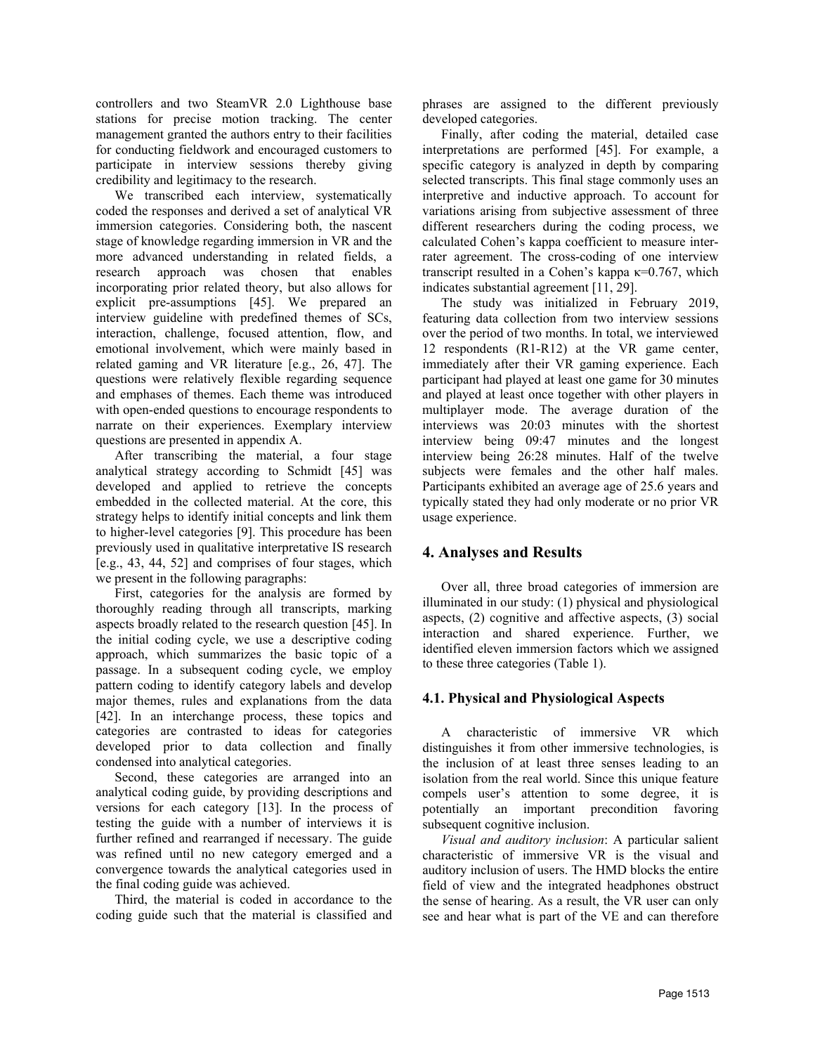controllers and two SteamVR 2.0 Lighthouse base stations for precise motion tracking. The center management granted the authors entry to their facilities for conducting fieldwork and encouraged customers to participate in interview sessions thereby giving credibility and legitimacy to the research.

We transcribed each interview, systematically coded the responses and derived a set of analytical VR immersion categories. Considering both, the nascent stage of knowledge regarding immersion in VR and the more advanced understanding in related fields, a research approach was chosen that enables incorporating prior related theory, but also allows for explicit pre-assumptions [45]. We prepared an interview guideline with predefined themes of SCs, interaction, challenge, focused attention, flow, and emotional involvement, which were mainly based in related gaming and VR literature [e.g., 26, 47]. The questions were relatively flexible regarding sequence and emphases of themes. Each theme was introduced with open-ended questions to encourage respondents to narrate on their experiences. Exemplary interview questions are presented in appendix A.

After transcribing the material, a four stage analytical strategy according to Schmidt [45] was developed and applied to retrieve the concepts embedded in the collected material. At the core, this strategy helps to identify initial concepts and link them to higher-level categories [9]. This procedure has been previously used in qualitative interpretative IS research [e.g., 43, 44, 52] and comprises of four stages, which we present in the following paragraphs:

First, categories for the analysis are formed by thoroughly reading through all transcripts, marking aspects broadly related to the research question [45]. In the initial coding cycle, we use a descriptive coding approach, which summarizes the basic topic of a passage. In a subsequent coding cycle, we employ pattern coding to identify category labels and develop major themes, rules and explanations from the data [42]. In an interchange process, these topics and categories are contrasted to ideas for categories developed prior to data collection and finally condensed into analytical categories.

Second, these categories are arranged into an analytical coding guide, by providing descriptions and versions for each category [13]. In the process of testing the guide with a number of interviews it is further refined and rearranged if necessary. The guide was refined until no new category emerged and a convergence towards the analytical categories used in the final coding guide was achieved.

Third, the material is coded in accordance to the coding guide such that the material is classified and phrases are assigned to the different previously developed categories.

Finally, after coding the material, detailed case interpretations are performed [45]. For example, a specific category is analyzed in depth by comparing selected transcripts. This final stage commonly uses an interpretive and inductive approach. To account for variations arising from subjective assessment of three different researchers during the coding process, we calculated Cohen's kappa coefficient to measure inter-rater agreement. The cross-coding of one interview transcript resulted in a Cohen's kappa $\kappa$=0.767, which indicates substantial agreement [11, 29].

The study was initialized in February 2019, featuring data collection from two interview sessions over the period of two months. In total, we interviewed 12 respondents (R1-R12) at the VR game center, immediately after their VR gaming experience. Each participant had played at least one game for 30 minutes and played at least once together with other players in multiplayer mode. The average duration of the interviews was 20:03 minutes with the shortest interview being 09:47 minutes and the longest interview being 26:28 minutes. Half of the twelve subjects were females and the other half males. Participants exhibited an average age of 25.6 years and typically stated they had only moderate or no prior VR usage experience.

## 4. Analyses and Results

Over all, three broad categories of immersion are illuminated in our study: (1) physical and physiological aspects, (2) cognitive and affective aspects, (3) social interaction and shared experience. Further, we identified eleven immersion factors which we assigned to these three categories (Table 1).

### 4.1. Physical and Physiological Aspects

A characteristic of immersive VR which distinguishes it from other immersive technologies, is the inclusion of at least three senses leading to an isolation from the real world. Since this unique feature compels user's attention to some degree, it is potentially an important precondition favoring subsequent cognitive inclusion.

*Visual and auditory inclusion*: A particular salient characteristic of immersive VR is the visual and auditory inclusion of users. The HMD blocks the entire field of view and the integrated headphones obstruct the sense of hearing. As a result, the VR user can only see and hear what is part of the VE and can therefore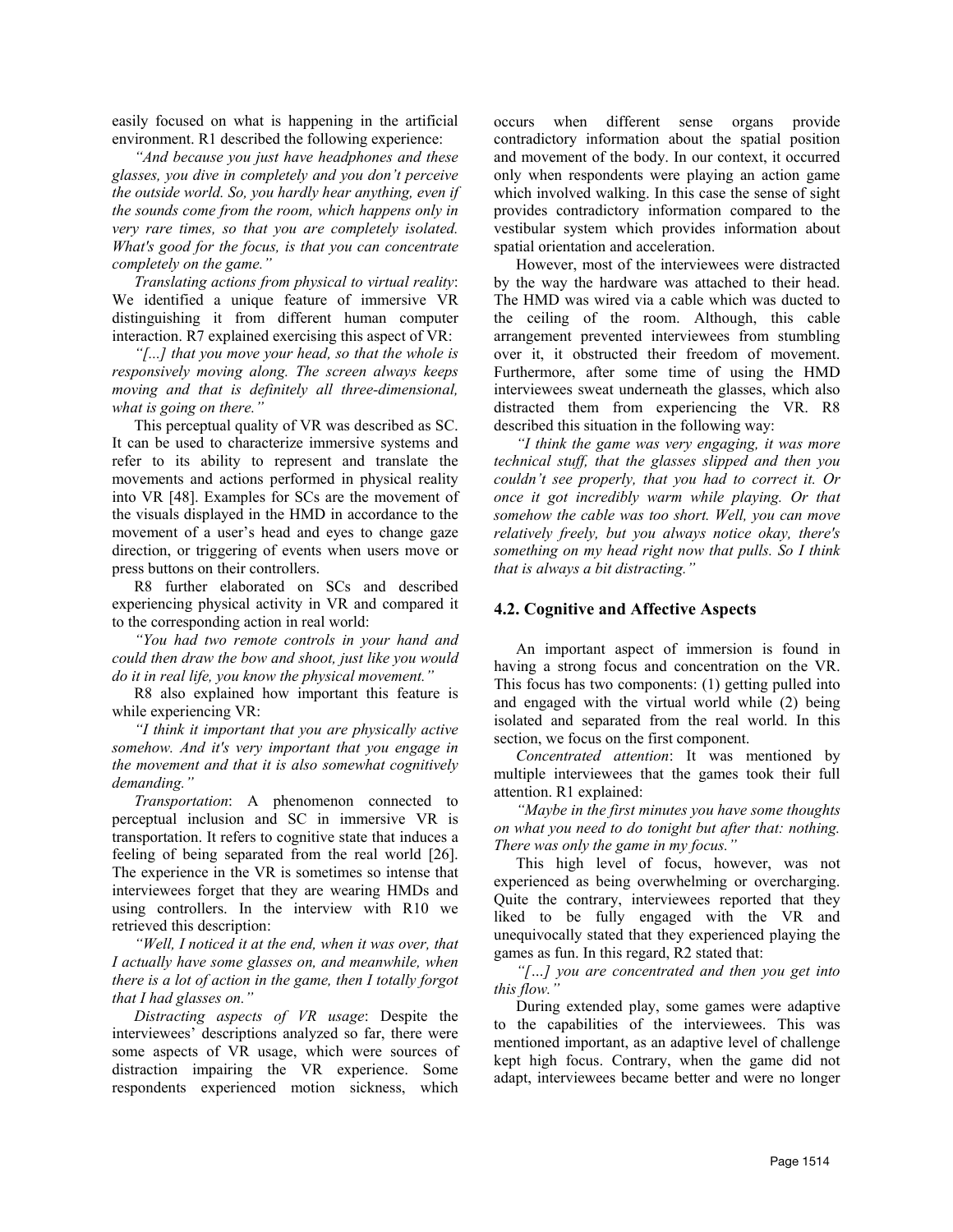easily focused on what is happening in the artificial environment. R1 described the following experience:

*"And because you just have headphones and these glasses, you dive in completely and you don't perceive the outside world. So, you hardly hear anything, even if the sounds come from the room, which happens only in very rare times, so that you are completely isolated. What's good for the focus, is that you can concentrate completely on the game."*

*Translating actions from physical to virtual reality*: We identified a unique feature of immersive VR distinguishing it from different human computer interaction. R7 explained exercising this aspect of VR:

*"[...] that you move your head, so that the whole is responsively moving along. The screen always keeps moving and that is definitely all three-dimensional, what is going on there."*

This perceptual quality of VR was described as SC. It can be used to characterize immersive systems and refer to its ability to represent and translate the movements and actions performed in physical reality into VR [48]. Examples for SCs are the movement of the visuals displayed in the HMD in accordance to the movement of a user's head and eyes to change gaze direction, or triggering of events when users move or press buttons on their controllers.

R8 further elaborated on SCs and described experiencing physical activity in VR and compared it to the corresponding action in real world:

*"You had two remote controls in your hand and could then draw the bow and shoot, just like you would do it in real life, you know the physical movement."*

R8 also explained how important this feature is while experiencing VR:

*"I think it important that you are physically active somehow. And it's very important that you engage in the movement and that it is also somewhat cognitively demanding."*

*Transportation*: A phenomenon connected to perceptual inclusion and SC in immersive VR is transportation. It refers to cognitive state that induces a feeling of being separated from the real world [26]. The experience in the VR is sometimes so intense that interviewees forget that they are wearing HMDs and using controllers. In the interview with R10 we retrieved this description:

*"Well, I noticed it at the end, when it was over, that I actually have some glasses on, and meanwhile, when there is a lot of action in the game, then I totally forgot that I had glasses on."*

*Distracting aspects of VR usage*: Despite the interviewees' descriptions analyzed so far, there were some aspects of VR usage, which were sources of distraction impairing the VR experience. Some respondents experienced motion sickness, which occurs when different sense organs provide contradictory information about the spatial position and movement of the body. In our context, it occurred only when respondents were playing an action game which involved walking. In this case the sense of sight provides contradictory information compared to the vestibular system which provides information about spatial orientation and acceleration.

However, most of the interviewees were distracted by the way the hardware was attached to their head. The HMD was wired via a cable which was ducted to the ceiling of the room. Although, this cable arrangement prevented interviewees from stumbling over it, it obstructed their freedom of movement. Furthermore, after some time of using the HMD interviewees sweat underneath the glasses, which also distracted them from experiencing the VR. R8 described this situation in the following way:

*"I think the game was very engaging, it was more technical stuff, that the glasses slipped and then you couldn't see properly, that you had to correct it. Or once it got incredibly warm while playing. Or that somehow the cable was too short. Well, you can move relatively freely, but you always notice okay, there's something on my head right now that pulls. So I think that is always a bit distracting."*

### 4.2. Cognitive and Affective Aspects

An important aspect of immersion is found in having a strong focus and concentration on the VR. This focus has two components: (1) getting pulled into and engaged with the virtual world while (2) being isolated and separated from the real world. In this section, we focus on the first component.

*Concentrated attention*: It was mentioned by multiple interviewees that the games took their full attention. R1 explained:

*"Maybe in the first minutes you have some thoughts on what you need to do tonight but after that: nothing. There was only the game in my focus."*

This high level of focus, however, was not experienced as being overwhelming or overcharging. Quite the contrary, interviewees reported that they liked to be fully engaged with the VR and unequivocally stated that they experienced playing the games as fun. In this regard, R2 stated that:

*"[…] you are concentrated and then you get into this flow."*

During extended play, some games were adaptive to the capabilities of the interviewees. This was mentioned important, as an adaptive level of challenge kept high focus. Contrary, when the game did not adapt, interviewees became better and were no longer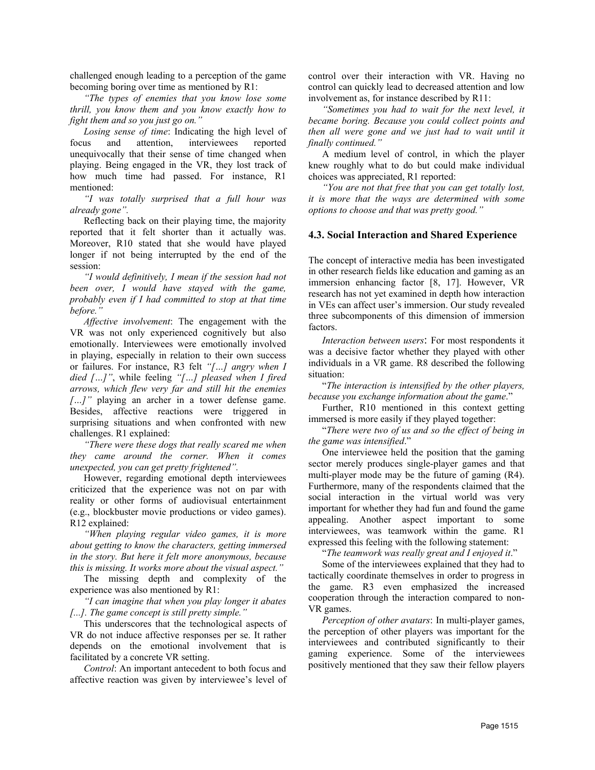challenged enough leading to a perception of the game becoming boring over time as mentioned by R1:

*"The types of enemies that you know lose some thrill, you know them and you know exactly how to fight them and so you just go on."*

*Losing sense of time*: Indicating the high level of focus and attention, interviewees reported unequivocally that their sense of time changed when playing. Being engaged in the VR, they lost track of how much time had passed. For instance, R1 mentioned:

*"I was totally surprised that a full hour was already gone".*

Reflecting back on their playing time, the majority reported that it felt shorter than it actually was. Moreover, R10 stated that she would have played longer if not being interrupted by the end of the session:

*"I would definitively, I mean if the session had not been over, I would have stayed with the game, probably even if I had committed to stop at that time before."*

*Affective involvement*: The engagement with the VR was not only experienced cognitively but also emotionally. Interviewees were emotionally involved in playing, especially in relation to their own success or failures. For instance, R3 felt *"[…] angry when I died […]"*, while feeling *"[…] pleased when I fired arrows, which flew very far and still hit the enemies […]"* playing an archer in a tower defense game. Besides, affective reactions were triggered in surprising situations and when confronted with new challenges. R1 explained:

*"There were these dogs that really scared me when they came around the corner. When it comes unexpected, you can get pretty frightened".*

However, regarding emotional depth interviewees criticized that the experience was not on par with reality or other forms of audiovisual entertainment (e.g., blockbuster movie productions or video games). R12 explained:

*"When playing regular video games, it is more about getting to know the characters, getting immersed in the story. But here it felt more anonymous, because this is missing. It works more about the visual aspect."*

The missing depth and complexity of the experience was also mentioned by R1:

*"I can imagine that when you play longer it abates [...]. The game concept is still pretty simple."*

This underscores that the technological aspects of VR do not induce affective responses per se. It rather depends on the emotional involvement that is facilitated by a concrete VR setting.

*Control*: An important antecedent to both focus and affective reaction was given by interviewee's level of control over their interaction with VR. Having no control can quickly lead to decreased attention and low involvement as, for instance described by R11:

*"Sometimes you had to wait for the next level, it became boring. Because you could collect points and then all were gone and we just had to wait until it finally continued."*

A medium level of control, in which the player knew roughly what to do but could make individual choices was appreciated, R1 reported:

*"You are not that free that you can get totally lost, it is more that the ways are determined with some options to choose and that was pretty good."*

### 4.3. Social Interaction and Shared Experience

The concept of interactive media has been investigated in other research fields like education and gaming as an immersion enhancing factor [8, 17]. However, VR research has not yet examined in depth how interaction in VEs can affect user's immersion. Our study revealed three subcomponents of this dimension of immersion factors.

*Interaction between users*: For most respondents it was a decisive factor whether they played with other individuals in a VR game. R8 described the following situation:

"*The interaction is intensified by the other players, because you exchange information about the game*."

Further, R10 mentioned in this context getting immersed is more easily if they played together:

"*There were two of us and so the effect of being in the game was intensified*."

One interviewee held the position that the gaming sector merely produces single-player games and that multi-player mode may be the future of gaming (R4). Furthermore, many of the respondents claimed that the social interaction in the virtual world was very important for whether they had fun and found the game appealing. Another aspect important to some interviewees, was teamwork within the game. R1 expressed this feeling with the following statement:

"*The teamwork was really great and I enjoyed it*."

Some of the interviewees explained that they had to tactically coordinate themselves in order to progress in the game. R3 even emphasized the increased cooperation through the interaction compared to non-VR games.

*Perception of other avatars*: In multi-player games, the perception of other players was important for the interviewees and contributed significantly to their gaming experience. Some of the interviewees positively mentioned that they saw their fellow players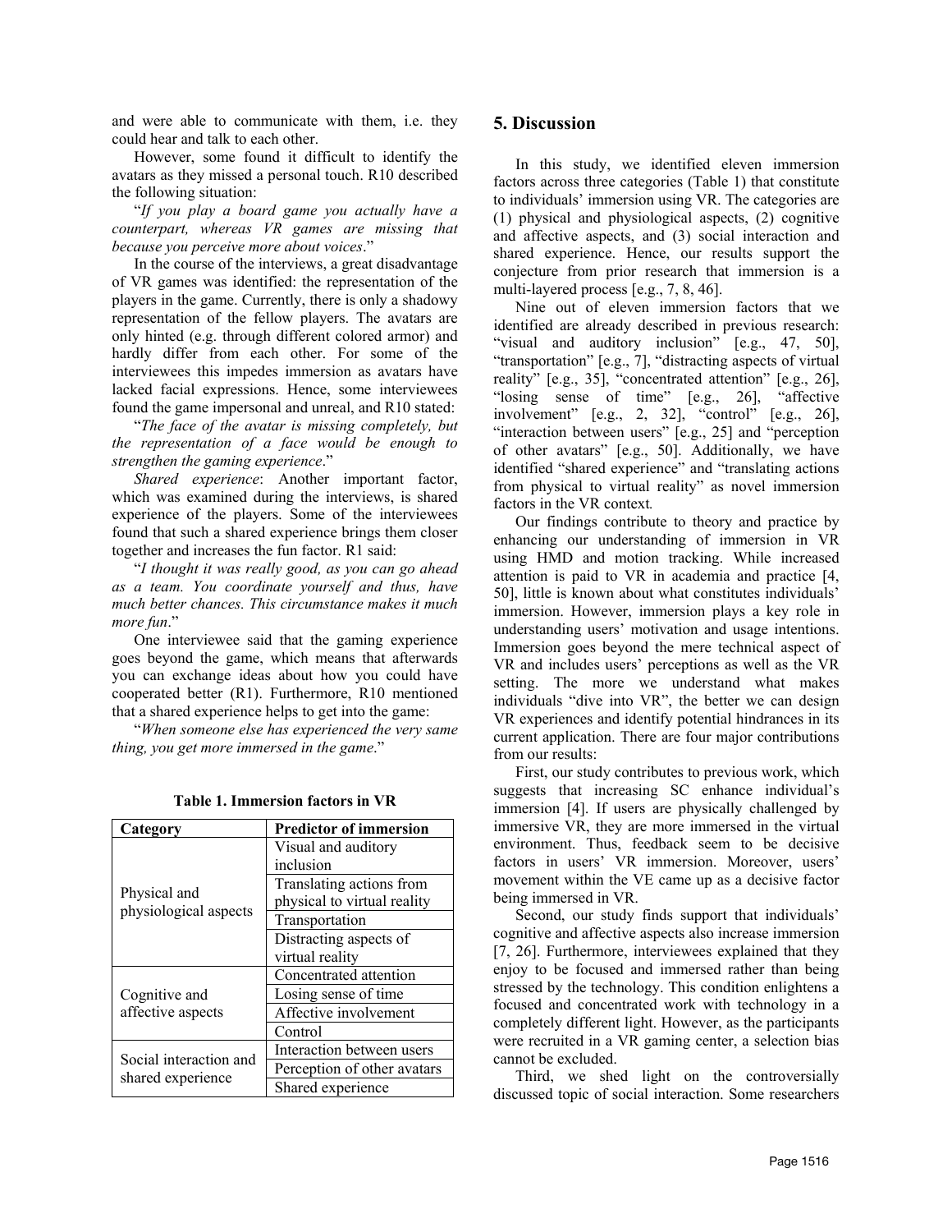and were able to communicate with them, i.e. they could hear and talk to each other.

However, some found it difficult to identify the avatars as they missed a personal touch. R10 described the following situation:

"*If you play a board game you actually have a counterpart, whereas VR games are missing that because you perceive more about voices*."

In the course of the interviews, a great disadvantage of VR games was identified: the representation of the players in the game. Currently, there is only a shadowy representation of the fellow players. The avatars are only hinted (e.g. through different colored armor) and hardly differ from each other. For some of the interviewees this impedes immersion as avatars have lacked facial expressions. Hence, some interviewees found the game impersonal and unreal, and R10 stated:

"*The face of the avatar is missing completely, but the representation of a face would be enough to strengthen the gaming experience*."

*Shared experience*: Another important factor, which was examined during the interviews, is shared experience of the players. Some of the interviewees found that such a shared experience brings them closer together and increases the fun factor. R1 said:

"*I thought it was really good, as you can go ahead as a team. You coordinate yourself and thus, have much better chances. This circumstance makes it much more fun*."

One interviewee said that the gaming experience goes beyond the game, which means that afterwards you can exchange ideas about how you could have cooperated better (R1). Furthermore, R10 mentioned that a shared experience helps to get into the game:

"*When someone else has experienced the very same thing, you get more immersed in the game*."

**Table 1. Immersion factors in VR**

| Category | Predictor of immersion |
|---|---|
| Physical and physiological aspects | Visual and auditory inclusion |
| | Translating actions from physical to virtual reality |
| | Transportation |
| | Distracting aspects of virtual reality |
| Cognitive and affective aspects | Concentrated attention |
| | Losing sense of time |
| | Affective involvement |
| | Control |
| Social interaction and shared experience | Interaction between users |
| | Perception of other avatars |
| | Shared experience |

## 5. Discussion

In this study, we identified eleven immersion factors across three categories (Table 1) that constitute to individuals' immersion using VR. The categories are (1) physical and physiological aspects, (2) cognitive and affective aspects, and (3) social interaction and shared experience. Hence, our results support the conjecture from prior research that immersion is a multi-layered process [e.g., 7, 8, 46].

Nine out of eleven immersion factors that we identified are already described in previous research: "visual and auditory inclusion" [e.g., 47, 50], "transportation" [e.g., 7], "distracting aspects of virtual reality" [e.g., 35], "concentrated attention" [e.g., 26], "losing sense of time" [e.g., 26], "affective involvement" [e.g., 2, 32], "control" [e.g., 26], "interaction between users" [e.g., 25] and "perception of other avatars" [e.g., 50]. Additionally, we have identified "shared experience" and "translating actions from physical to virtual reality" as novel immersion factors in the VR context.

Our findings contribute to theory and practice by enhancing our understanding of immersion in VR using HMD and motion tracking. While increased attention is paid to VR in academia and practice [4, 50], little is known about what constitutes individuals' immersion. However, immersion plays a key role in understanding users' motivation and usage intentions. Immersion goes beyond the mere technical aspect of VR and includes users' perceptions as well as the VR setting. The more we understand what makes individuals "dive into VR", the better we can design VR experiences and identify potential hindrances in its current application. There are four major contributions from our results:

First, our study contributes to previous work, which suggests that increasing SC enhance individual's immersion [4]. If users are physically challenged by immersive VR, they are more immersed in the virtual environment. Thus, feedback seem to be decisive factors in users' VR immersion. Moreover, users' movement within the VE came up as a decisive factor being immersed in VR.

Second, our study finds support that individuals' cognitive and affective aspects also increase immersion [7, 26]. Furthermore, interviewees explained that they enjoy to be focused and immersed rather than being stressed by the technology. This condition enlightens a focused and concentrated work with technology in a completely different light. However, as the participants were recruited in a VR gaming center, a selection bias cannot be excluded.

Third, we shed light on the controversially discussed topic of social interaction. Some researchers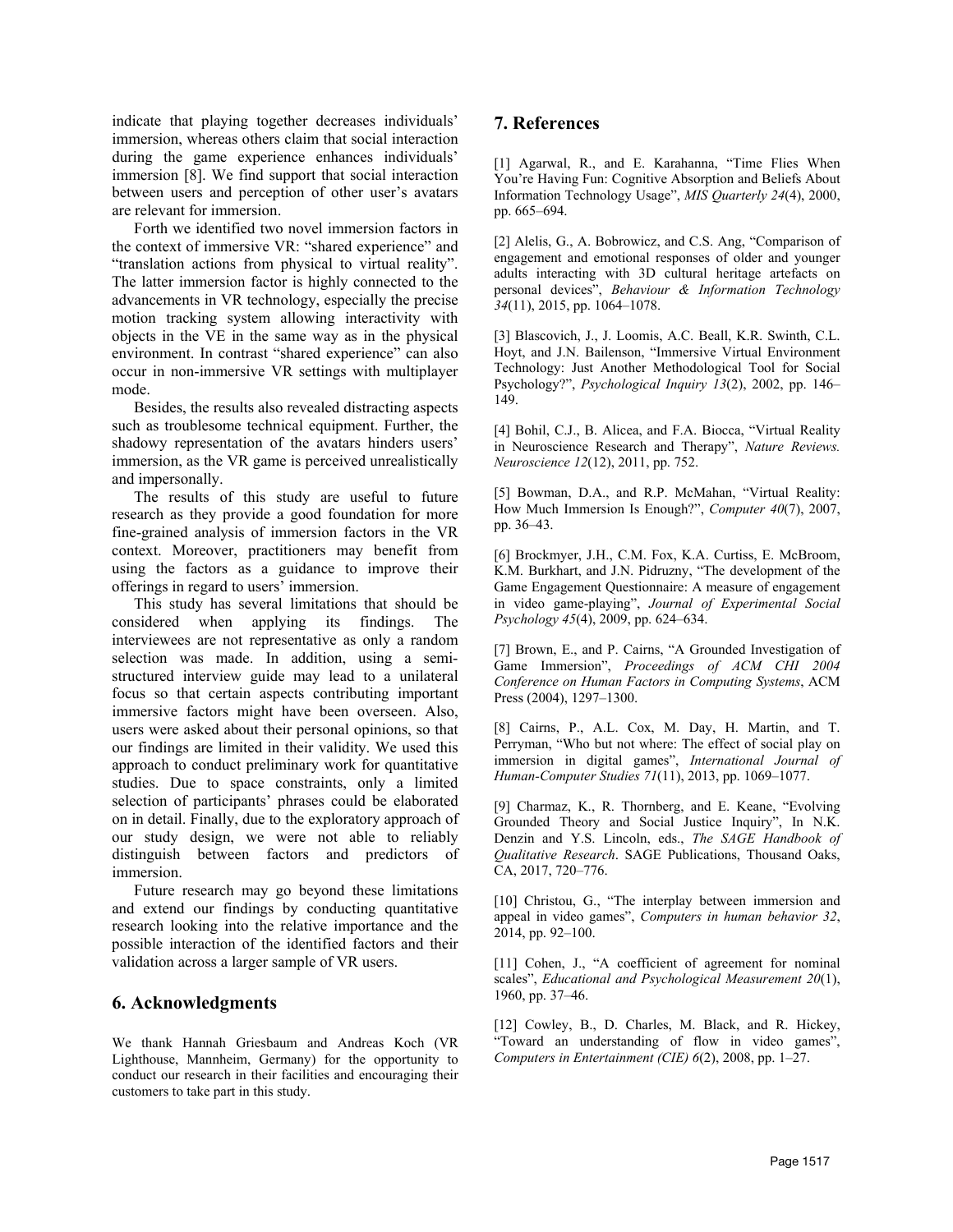indicate that playing together decreases individuals' immersion, whereas others claim that social interaction during the game experience enhances individuals' immersion [8]. We find support that social interaction between users and perception of other user's avatars are relevant for immersion.

Forth we identified two novel immersion factors in the context of immersive VR: "shared experience" and "translation actions from physical to virtual reality". The latter immersion factor is highly connected to the advancements in VR technology, especially the precise motion tracking system allowing interactivity with objects in the VE in the same way as in the physical environment. In contrast "shared experience" can also occur in non-immersive VR settings with multiplayer mode.

Besides, the results also revealed distracting aspects such as troublesome technical equipment. Further, the shadowy representation of the avatars hinders users' immersion, as the VR game is perceived unrealistically and impersonally.

The results of this study are useful to future research as they provide a good foundation for more fine-grained analysis of immersion factors in the VR context. Moreover, practitioners may benefit from using the factors as a guidance to improve their offerings in regard to users' immersion.

This study has several limitations that should be considered when applying its findings. The interviewees are not representative as only a random selection was made. In addition, using a semi-structured interview guide may lead to a unilateral focus so that certain aspects contributing important immersive factors might have been overseen. Also, users were asked about their personal opinions, so that our findings are limited in their validity. We used this approach to conduct preliminary work for quantitative studies. Due to space constraints, only a limited selection of participants' phrases could be elaborated on in detail. Finally, due to the exploratory approach of our study design, we were not able to reliably distinguish between factors and predictors of immersion.

Future research may go beyond these limitations and extend our findings by conducting quantitative research looking into the relative importance and the possible interaction of the identified factors and their validation across a larger sample of VR users.

## 6. Acknowledgments

We thank Hannah Griesbaum and Andreas Koch (VR Lighthouse, Mannheim, Germany) for the opportunity to conduct our research in their facilities and encouraging their customers to take part in this study.

## 7. References

[1] Agarwal, R., and E. Karahanna, "Time Flies When You're Having Fun: Cognitive Absorption and Beliefs About Information Technology Usage", *MIS Quarterly 24*(4), 2000, pp. 665–694.

[2] Alelis, G., A. Bobrowicz, and C.S. Ang, "Comparison of engagement and emotional responses of older and younger adults interacting with 3D cultural heritage artefacts on personal devices", *Behaviour & Information Technology 34*(11), 2015, pp. 1064–1078.

[3] Blascovich, J., J. Loomis, A.C. Beall, K.R. Swinth, C.L. Hoyt, and J.N. Bailenson, "Immersive Virtual Environment Technology: Just Another Methodological Tool for Social Psychology?", *Psychological Inquiry 13*(2), 2002, pp. 146–149.

[4] Bohil, C.J., B. Alicea, and F.A. Biocca, "Virtual Reality in Neuroscience Research and Therapy", *Nature Reviews. Neuroscience 12*(12), 2011, pp. 752.

[5] Bowman, D.A., and R.P. McMahan, "Virtual Reality: How Much Immersion Is Enough?", *Computer 40*(7), 2007, pp. 36–43.

[6] Brockmyer, J.H., C.M. Fox, K.A. Curtiss, E. McBroom, K.M. Burkhart, and J.N. Pidruzny, "The development of the Game Engagement Questionnaire: A measure of engagement in video game-playing", *Journal of Experimental Social Psychology 45*(4), 2009, pp. 624–634.

[7] Brown, E., and P. Cairns, "A Grounded Investigation of Game Immersion", *Proceedings of ACM CHI 2004 Conference on Human Factors in Computing Systems*, ACM Press (2004), 1297–1300.

[8] Cairns, P., A.L. Cox, M. Day, H. Martin, and T. Perryman, "Who but not where: The effect of social play on immersion in digital games", *International Journal of Human-Computer Studies 71*(11), 2013, pp. 1069–1077.

[9] Charmaz, K., R. Thornberg, and E. Keane, "Evolving Grounded Theory and Social Justice Inquiry", In N.K. Denzin and Y.S. Lincoln, eds., *The SAGE Handbook of Qualitative Research*. SAGE Publications, Thousand Oaks, CA, 2017, 720–776.

[10] Christou, G., "The interplay between immersion and appeal in video games", *Computers in human behavior 32*, 2014, pp. 92–100.

[11] Cohen, J., "A coefficient of agreement for nominal scales", *Educational and Psychological Measurement 20*(1), 1960, pp. 37–46.

[12] Cowley, B., D. Charles, M. Black, and R. Hickey, "Toward an understanding of flow in video games", *Computers in Entertainment (CIE) 6*(2), 2008, pp. 1–27.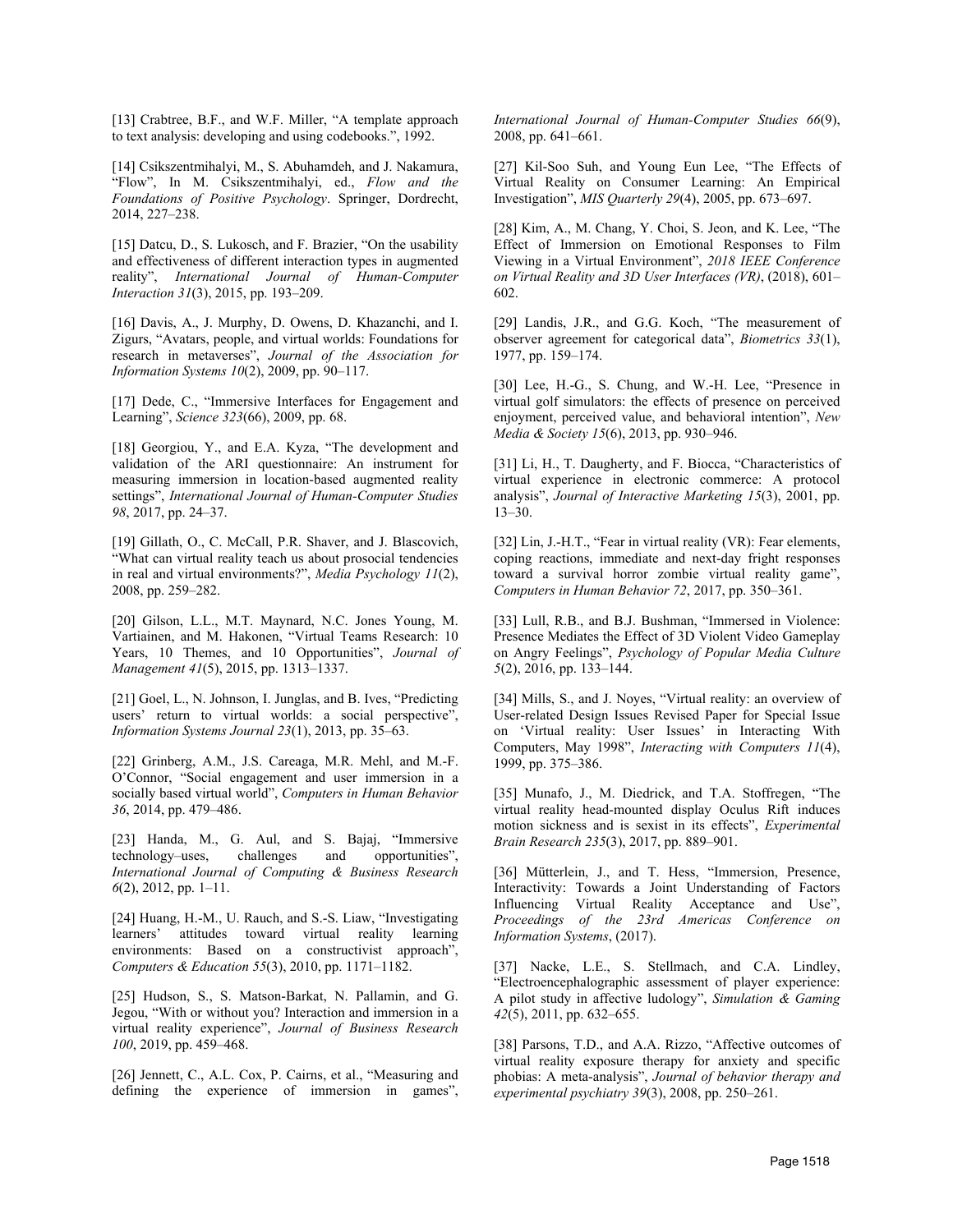[13] Crabtree, B.F., and W.F. Miller, "A template approach to text analysis: developing and using codebooks.", 1992.

[14] Csikszentmihalyi, M., S. Abuhamdeh, and J. Nakamura, "Flow", In M. Csikszentmihalyi, ed., *Flow and the Foundations of Positive Psychology*. Springer, Dordrecht, 2014, 227–238.

[15] Datcu, D., S. Lukosch, and F. Brazier, "On the usability and effectiveness of different interaction types in augmented reality", *International Journal of Human-Computer Interaction 31*(3), 2015, pp. 193–209.

[16] Davis, A., J. Murphy, D. Owens, D. Khazanchi, and I. Zigurs, "Avatars, people, and virtual worlds: Foundations for research in metaverses", *Journal of the Association for Information Systems 10*(2), 2009, pp. 90–117.

[17] Dede, C., "Immersive Interfaces for Engagement and Learning", *Science 323*(66), 2009, pp. 68.

[18] Georgiou, Y., and E.A. Kyza, "The development and validation of the ARI questionnaire: An instrument for measuring immersion in location-based augmented reality settings", *International Journal of Human-Computer Studies 98*, 2017, pp. 24–37.

[19] Gillath, O., C. McCall, P.R. Shaver, and J. Blascovich, "What can virtual reality teach us about prosocial tendencies in real and virtual environments?", *Media Psychology 11*(2), 2008, pp. 259–282.

[20] Gilson, L.L., M.T. Maynard, N.C. Jones Young, M. Vartiainen, and M. Hakonen, "Virtual Teams Research: 10 Years, 10 Themes, and 10 Opportunities", *Journal of Management 41*(5), 2015, pp. 1313–1337.

[21] Goel, L., N. Johnson, I. Junglas, and B. Ives, "Predicting users' return to virtual worlds: a social perspective", *Information Systems Journal 23*(1), 2013, pp. 35–63.

[22] Grinberg, A.M., J.S. Careaga, M.R. Mehl, and M.-F. O'Connor, "Social engagement and user immersion in a socially based virtual world", *Computers in Human Behavior 36*, 2014, pp. 479–486.

[23] Handa, M., G. Aul, and S. Bajaj, "Immersive technology–uses, challenges and opportunities", *International Journal of Computing & Business Research 6*(2), 2012, pp. 1–11.

[24] Huang, H.-M., U. Rauch, and S.-S. Liaw, "Investigating learners' attitudes toward virtual reality learning environments: Based on a constructivist approach", *Computers & Education 55*(3), 2010, pp. 1171–1182.

[25] Hudson, S., S. Matson-Barkat, N. Pallamin, and G. Jegou, "With or without you? Interaction and immersion in a virtual reality experience", *Journal of Business Research 100*, 2019, pp. 459–468.

[26] Jennett, C., A.L. Cox, P. Cairns, et al., "Measuring and defining the experience of immersion in games", *International Journal of Human-Computer Studies 66*(9), 2008, pp. 641–661.

[27] Kil-Soo Suh, and Young Eun Lee, "The Effects of Virtual Reality on Consumer Learning: An Empirical Investigation", *MIS Quarterly 29*(4), 2005, pp. 673–697.

[28] Kim, A., M. Chang, Y. Choi, S. Jeon, and K. Lee, "The Effect of Immersion on Emotional Responses to Film Viewing in a Virtual Environment", *2018 IEEE Conference on Virtual Reality and 3D User Interfaces (VR)*, (2018), 601–602.

[29] Landis, J.R., and G.G. Koch, "The measurement of observer agreement for categorical data", *Biometrics 33*(1), 1977, pp. 159–174.

[30] Lee, H.-G., S. Chung, and W.-H. Lee, "Presence in virtual golf simulators: the effects of presence on perceived enjoyment, perceived value, and behavioral intention", *New Media & Society 15*(6), 2013, pp. 930–946.

[31] Li, H., T. Daugherty, and F. Biocca, "Characteristics of virtual experience in electronic commerce: A protocol analysis", *Journal of Interactive Marketing 15*(3), 2001, pp. 13–30.

[32] Lin, J.-H.T., "Fear in virtual reality (VR): Fear elements, coping reactions, immediate and next-day fright responses toward a survival horror zombie virtual reality game", *Computers in Human Behavior 72*, 2017, pp. 350–361.

[33] Lull, R.B., and B.J. Bushman, "Immersed in Violence: Presence Mediates the Effect of 3D Violent Video Gameplay on Angry Feelings", *Psychology of Popular Media Culture 5*(2), 2016, pp. 133–144.

[34] Mills, S., and J. Noyes, "Virtual reality: an overview of User-related Design Issues Revised Paper for Special Issue on 'Virtual reality: User Issues' in Interacting With Computers, May 1998", *Interacting with Computers 11*(4), 1999, pp. 375–386.

[35] Munafo, J., M. Diedrick, and T.A. Stoffregen, "The virtual reality head-mounted display Oculus Rift induces motion sickness and is sexist in its effects", *Experimental Brain Research 235*(3), 2017, pp. 889–901.

[36] Mütterlein, J., and T. Hess, "Immersion, Presence, Interactivity: Towards a Joint Understanding of Factors Influencing Virtual Reality Acceptance and Use", *Proceedings of the 23rd Americas Conference on Information Systems*, (2017).

[37] Nacke, L.E., S. Stellmach, and C.A. Lindley, "Electroencephalographic assessment of player experience: A pilot study in affective ludology", *Simulation & Gaming 42*(5), 2011, pp. 632–655.

[38] Parsons, T.D., and A.A. Rizzo, "Affective outcomes of virtual reality exposure therapy for anxiety and specific phobias: A meta-analysis", *Journal of behavior therapy and experimental psychiatry 39*(3), 2008, pp. 250–261.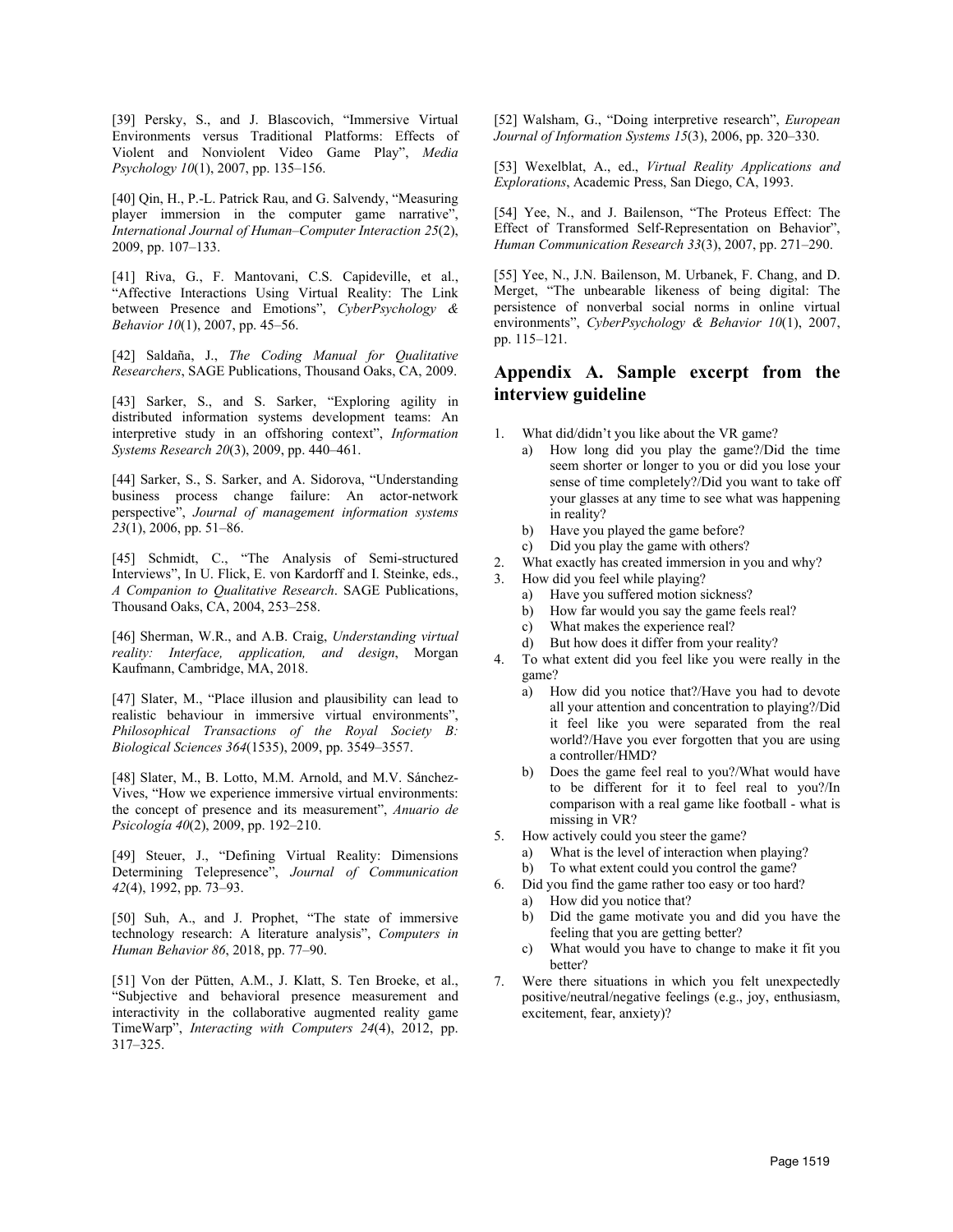[39] Persky, S., and J. Blascovich, "Immersive Virtual Environments versus Traditional Platforms: Effects of Violent and Nonviolent Video Game Play", *Media Psychology 10*(1), 2007, pp. 135–156.

[40] Qin, H., P.-L. Patrick Rau, and G. Salvendy, "Measuring player immersion in the computer game narrative", *International Journal of Human–Computer Interaction 25*(2), 2009, pp. 107–133.

[41] Riva, G., F. Mantovani, C.S. Capideville, et al., "Affective Interactions Using Virtual Reality: The Link between Presence and Emotions", *CyberPsychology & Behavior 10*(1), 2007, pp. 45–56.

[42] Saldaña, J., *The Coding Manual for Qualitative Researchers*, SAGE Publications, Thousand Oaks, CA, 2009.

[43] Sarker, S., and S. Sarker, "Exploring agility in distributed information systems development teams: An interpretive study in an offshoring context", *Information Systems Research 20*(3), 2009, pp. 440–461.

[44] Sarker, S., S. Sarker, and A. Sidorova, "Understanding business process change failure: An actor-network perspective", *Journal of management information systems 23*(1), 2006, pp. 51–86.

[45] Schmidt, C., "The Analysis of Semi-structured Interviews", In U. Flick, E. von Kardorff and I. Steinke, eds., *A Companion to Qualitative Research*. SAGE Publications, Thousand Oaks, CA, 2004, 253–258.

[46] Sherman, W.R., and A.B. Craig, *Understanding virtual reality: Interface, application, and design*, Morgan Kaufmann, Cambridge, MA, 2018.

[47] Slater, M., "Place illusion and plausibility can lead to realistic behaviour in immersive virtual environments", *Philosophical Transactions of the Royal Society B: Biological Sciences 364*(1535), 2009, pp. 3549–3557.

[48] Slater, M., B. Lotto, M.M. Arnold, and M.V. Sánchez-Vives, "How we experience immersive virtual environments: the concept of presence and its measurement", *Anuario de Psicología 40*(2), 2009, pp. 192–210.

[49] Steuer, J., "Defining Virtual Reality: Dimensions Determining Telepresence", *Journal of Communication 42*(4), 1992, pp. 73–93.

[50] Suh, A., and J. Prophet, "The state of immersive technology research: A literature analysis", *Computers in Human Behavior 86*, 2018, pp. 77–90.

[51] Von der Pütten, A.M., J. Klatt, S. Ten Broeke, et al., "Subjective and behavioral presence measurement and interactivity in the collaborative augmented reality game TimeWarp", *Interacting with Computers 24*(4), 2012, pp. 317–325.

[52] Walsham, G., "Doing interpretive research", *European Journal of Information Systems 15*(3), 2006, pp. 320–330.

[53] Wexelblat, A., ed., *Virtual Reality Applications and Explorations*, Academic Press, San Diego, CA, 1993.

[54] Yee, N., and J. Bailenson, "The Proteus Effect: The Effect of Transformed Self-Representation on Behavior", *Human Communication Research 33*(3), 2007, pp. 271–290.

[55] Yee, N., J.N. Bailenson, M. Urbanek, F. Chang, and D. Merget, "The unbearable likeness of being digital: The persistence of nonverbal social norms in online virtual environments", *CyberPsychology & Behavior 10*(1), 2007, pp. 115–121.

## Appendix A. Sample excerpt from the interview guideline

1. What did/didn't you like about the VR game?
   a) How long did you play the game?/Did the time seem shorter or longer to you or did you lose your sense of time completely?/Did you want to take off your glasses at any time to see what was happening in reality?
   b) Have you played the game before?
   c) Did you play the game with others?
2. What exactly has created immersion in you and why?
3. How did you feel while playing?
   a) Have you suffered motion sickness?
   b) How far would you say the game feels real?
   c) What makes the experience real?
   d) But how does it differ from your reality?
4. To what extent did you feel like you were really in the game?
   a) How did you notice that?/Have you had to devote all your attention and concentration to playing?/Did it feel like you were separated from the real world?/Have you ever forgotten that you are using a controller/HMD?
   b) Does the game feel real to you?/What would have to be different for it to feel real to you?/In comparison with a real game like football - what is missing in VR?
5. How actively could you steer the game?
   a) What is the level of interaction when playing?
   b) To what extent could you control the game?
6. Did you find the game rather too easy or too hard?
   a) How did you notice that?
   b) Did the game motivate you and did you have the feeling that you are getting better?
   c) What would you have to change to make it fit you better?
7. Were there situations in which you felt unexpectedly positive/neutral/negative feelings (e.g., joy, enthusiasm, excitement, fear, anxiety)?